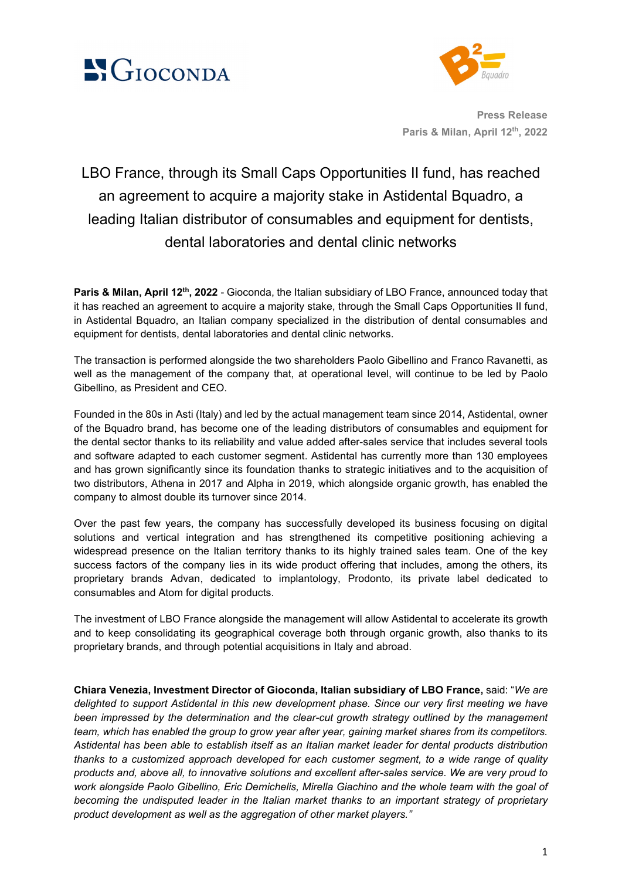**Press Release**
**Paris & Milan, April 12th, 2022**

# LBO France, through its Small Caps Opportunities II fund, has reached an agreement to acquire a majority stake in Astidental Bquadro, a leading Italian distributor of consumables and equipment for dentists, dental laboratories and dental clinic networks

**Paris & Milan, April 12th, 2022** - Gioconda, the Italian subsidiary of LBO France, announced today that it has reached an agreement to acquire a majority stake, through the Small Caps Opportunities II fund, in Astidental Bquadro, an Italian company specialized in the distribution of dental consumables and equipment for dentists, dental laboratories and dental clinic networks.

The transaction is performed alongside the two shareholders Paolo Gibellino and Franco Ravanetti, as well as the management of the company that, at operational level, will continue to be led by Paolo Gibellino, as President and CEO.

Founded in the 80s in Asti (Italy) and led by the actual management team since 2014, Astidental, owner of the Bquadro brand, has become one of the leading distributors of consumables and equipment for the dental sector thanks to its reliability and value added after-sales service that includes several tools and software adapted to each customer segment. Astidental has currently more than 130 employees and has grown significantly since its foundation thanks to strategic initiatives and to the acquisition of two distributors, Athena in 2017 and Alpha in 2019, which alongside organic growth, has enabled the company to almost double its turnover since 2014.

Over the past few years, the company has successfully developed its business focusing on digital solutions and vertical integration and has strengthened its competitive positioning achieving a widespread presence on the Italian territory thanks to its highly trained sales team. One of the key success factors of the company lies in its wide product offering that includes, among the others, its proprietary brands Advan, dedicated to implantology, Prodonto, its private label dedicated to consumables and Atom for digital products.

The investment of LBO France alongside the management will allow Astidental to accelerate its growth and to keep consolidating its geographical coverage both through organic growth, also thanks to its proprietary brands, and through potential acquisitions in Italy and abroad.

**Chiara Venezia, Investment Director of Gioconda, Italian subsidiary of LBO France,** said: "*We are delighted to support Astidental in this new development phase. Since our very first meeting we have been impressed by the determination and the clear-cut growth strategy outlined by the management team, which has enabled the group to grow year after year, gaining market shares from its competitors. Astidental has been able to establish itself as an Italian market leader for dental products distribution thanks to a customized approach developed for each customer segment, to a wide range of quality products and, above all, to innovative solutions and excellent after-sales service. We are very proud to work alongside Paolo Gibellino, Eric Demichelis, Mirella Giachino and the whole team with the goal of becoming the undisputed leader in the Italian market thanks to an important strategy of proprietary product development as well as the aggregation of other market players.*"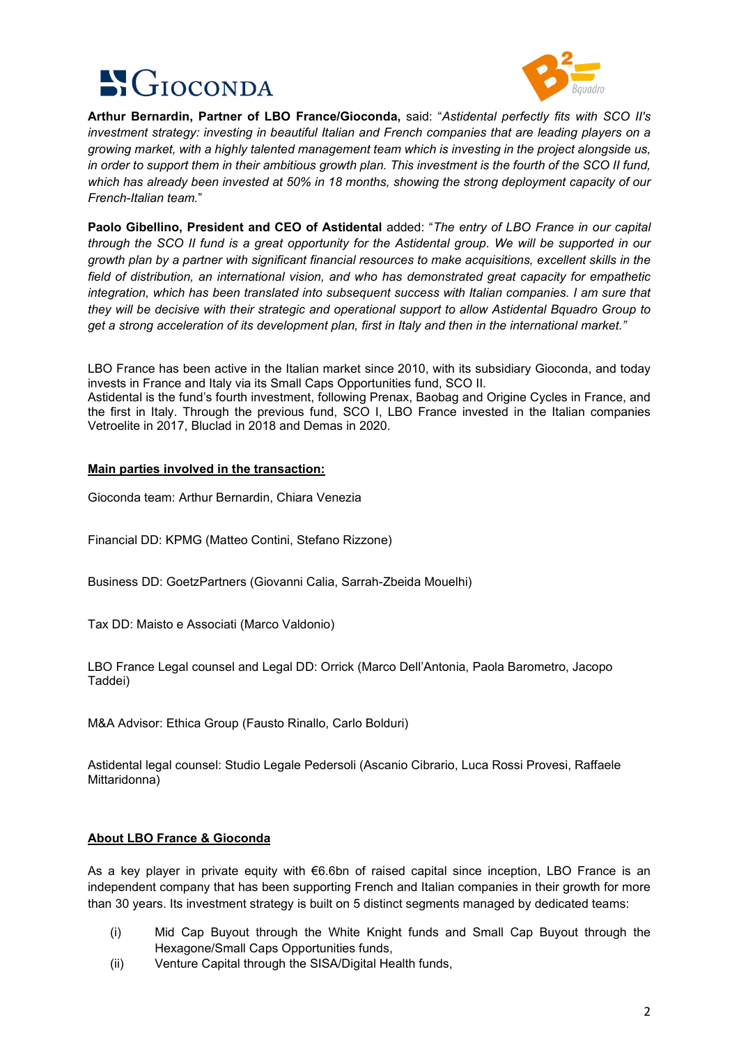**Arthur Bernardin, Partner of LBO France/Gioconda,** said: "*Astidental perfectly fits with SCO II's investment strategy: investing in beautiful Italian and French companies that are leading players on a growing market, with a highly talented management team which is investing in the project alongside us, in order to support them in their ambitious growth plan. This investment is the fourth of the SCO II fund, which has already been invested at 50% in 18 months, showing the strong deployment capacity of our French-Italian team.*"

**Paolo Gibellino, President and CEO of Astidental** added: "*The entry of LBO France in our capital through the SCO II fund is a great opportunity for the Astidental group. We will be supported in our growth plan by a partner with significant financial resources to make acquisitions, excellent skills in the field of distribution, an international vision, and who has demonstrated great capacity for empathetic integration, which has been translated into subsequent success with Italian companies. I am sure that they will be decisive with their strategic and operational support to allow Astidental Bquadro Group to get a strong acceleration of its development plan, first in Italy and then in the international market.*"

LBO France has been active in the Italian market since 2010, with its subsidiary Gioconda, and today invests in France and Italy via its Small Caps Opportunities fund, SCO II.
Astidental is the fund's fourth investment, following Prenax, Baobag and Origine Cycles in France, and the first in Italy. Through the previous fund, SCO I, LBO France invested in the Italian companies Vetroelite in 2017, Bluclad in 2018 and Demas in 2020.

**Main parties involved in the transaction:**

Gioconda team: Arthur Bernardin, Chiara Venezia

Financial DD: KPMG (Matteo Contini, Stefano Rizzone)

Business DD: GoetzPartners (Giovanni Calia, Sarrah-Zbeida Mouelhi)

Tax DD: Maisto e Associati (Marco Valdonio)

LBO France Legal counsel and Legal DD: Orrick (Marco Dell'Antonia, Paola Barometro, Jacopo Taddei)

M&A Advisor: Ethica Group (Fausto Rinallo, Carlo Bolduri)

Astidental legal counsel: Studio Legale Pedersoli (Ascanio Cibrario, Luca Rossi Provesi, Raffaele Mittaridonna)

**About LBO France & Gioconda**

As a key player in private equity with €6.6bn of raised capital since inception, LBO France is an independent company that has been supporting French and Italian companies in their growth for more than 30 years. Its investment strategy is built on 5 distinct segments managed by dedicated teams:

(i) Mid Cap Buyout through the White Knight funds and Small Cap Buyout through the Hexagone/Small Caps Opportunities funds,
(ii) Venture Capital through the SISA/Digital Health funds,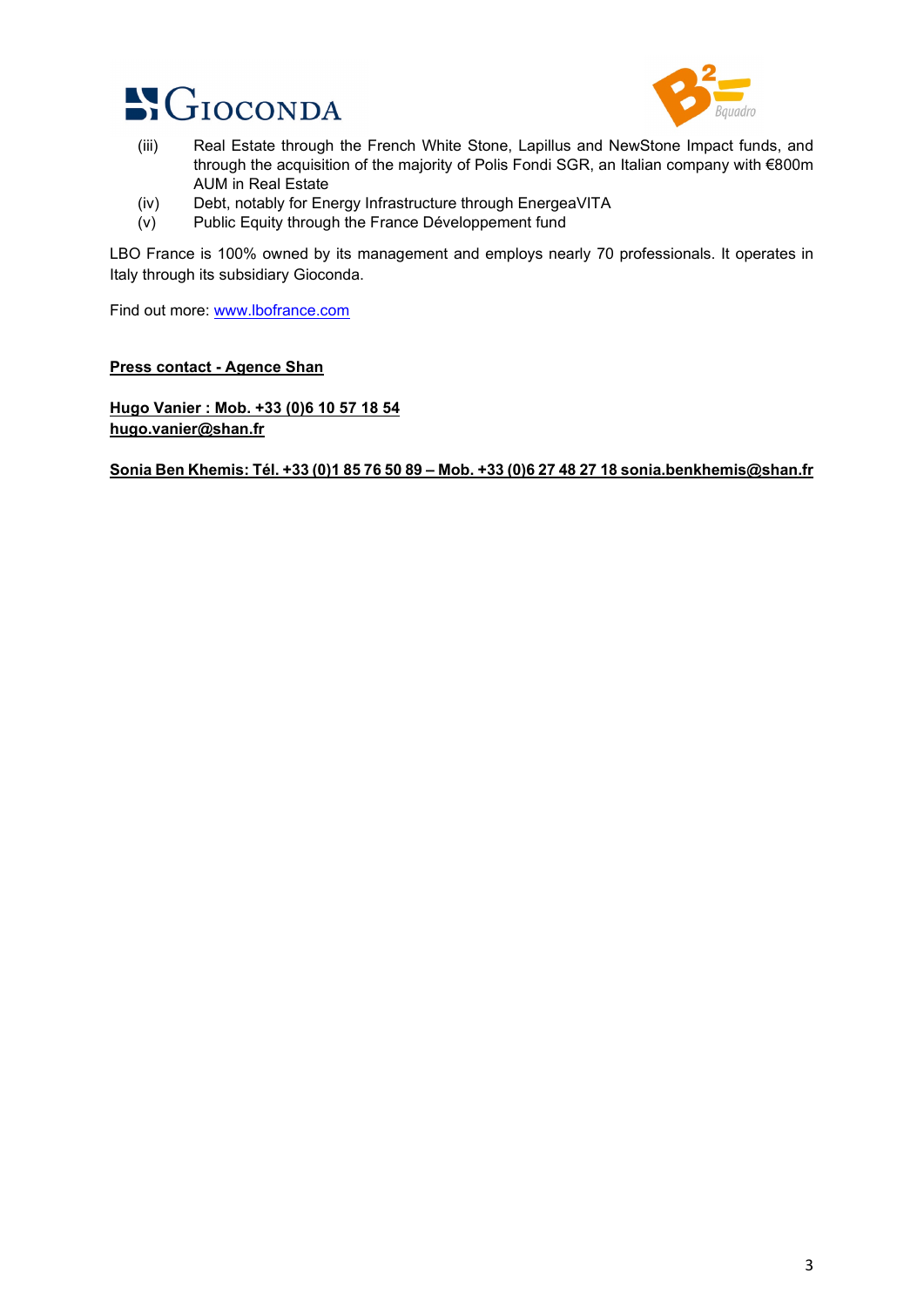(iii) Real Estate through the French White Stone, Lapillus and NewStone Impact funds, and through the acquisition of the majority of Polis Fondi SGR, an Italian company with €800m AUM in Real Estate
(iv) Debt, notably for Energy Infrastructure through EnergeaVITA
(v) Public Equity through the France Développement fund

LBO France is 100% owned by its management and employs nearly 70 professionals. It operates in Italy through its subsidiary Gioconda.

Find out more: www.lbofrance.com

**Press contact - Agence Shan**

**Hugo Vanier : Mob. +33 (0)6 10 57 18 54**
**hugo.vanier@shan.fr**

**Sonia Ben Khemis: Tél. +33 (0)1 85 76 50 89 – Mob. +33 (0)6 27 48 27 18 sonia.benkhemis@shan.fr**